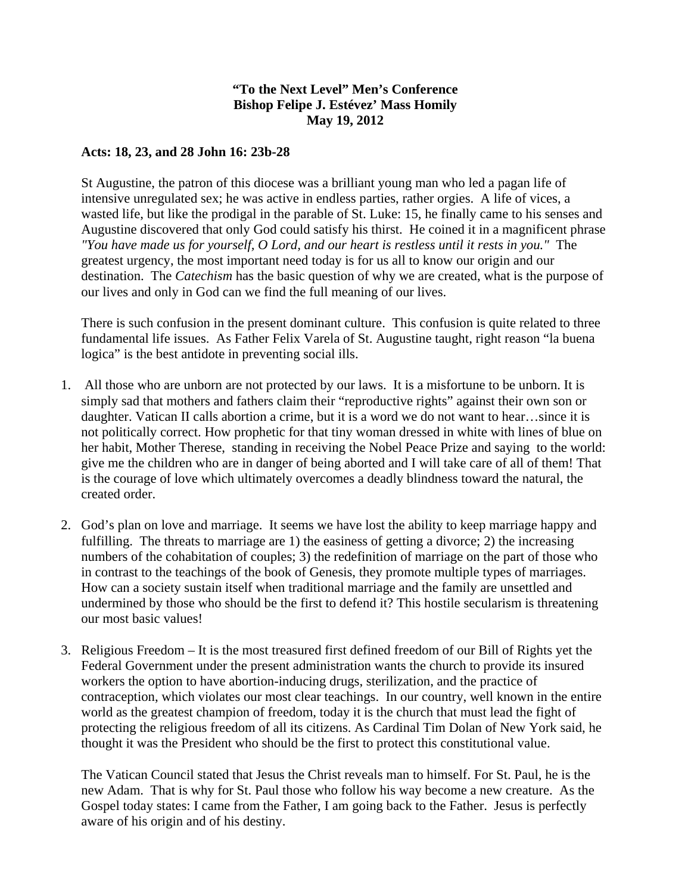**“To the Next Level” Men’s Conference**
**Bishop Felipe J. Estévez’ Mass Homily**
**May 19, 2012**

**Acts: 18, 23, and 28 John 16: 23b-28**

St Augustine, the patron of this diocese was a brilliant young man who led a pagan life of intensive unregulated sex; he was active in endless parties, rather orgies. A life of vices, a wasted life, but like the prodigal in the parable of St. Luke: 15, he finally came to his senses and Augustine discovered that only God could satisfy his thirst. He coined it in a magnificent phrase *"You have made us for yourself, O Lord, and our heart is restless until it rests in you."* The greatest urgency, the most important need today is for us all to know our origin and our destination. The *Catechism* has the basic question of why we are created, what is the purpose of our lives and only in God can we find the full meaning of our lives.

There is such confusion in the present dominant culture. This confusion is quite related to three fundamental life issues. As Father Felix Varela of St. Augustine taught, right reason “la buena logica” is the best antidote in preventing social ills.

1. All those who are unborn are not protected by our laws. It is a misfortune to be unborn. It is simply sad that mothers and fathers claim their “reproductive rights” against their own son or daughter. Vatican II calls abortion a crime, but it is a word we do not want to hear…since it is not politically correct. How prophetic for that tiny woman dressed in white with lines of blue on her habit, Mother Therese, standing in receiving the Nobel Peace Prize and saying to the world: give me the children who are in danger of being aborted and I will take care of all of them! That is the courage of love which ultimately overcomes a deadly blindness toward the natural, the created order.

2. God’s plan on love and marriage. It seems we have lost the ability to keep marriage happy and fulfilling. The threats to marriage are 1) the easiness of getting a divorce; 2) the increasing numbers of the cohabitation of couples; 3) the redefinition of marriage on the part of those who in contrast to the teachings of the book of Genesis, they promote multiple types of marriages. How can a society sustain itself when traditional marriage and the family are unsettled and undermined by those who should be the first to defend it? This hostile secularism is threatening our most basic values!

3. Religious Freedom – It is the most treasured first defined freedom of our Bill of Rights yet the Federal Government under the present administration wants the church to provide its insured workers the option to have abortion-inducing drugs, sterilization, and the practice of contraception, which violates our most clear teachings. In our country, well known in the entire world as the greatest champion of freedom, today it is the church that must lead the fight of protecting the religious freedom of all its citizens. As Cardinal Tim Dolan of New York said, he thought it was the President who should be the first to protect this constitutional value.

The Vatican Council stated that Jesus the Christ reveals man to himself. For St. Paul, he is the new Adam. That is why for St. Paul those who follow his way become a new creature. As the Gospel today states: I came from the Father, I am going back to the Father. Jesus is perfectly aware of his origin and of his destiny.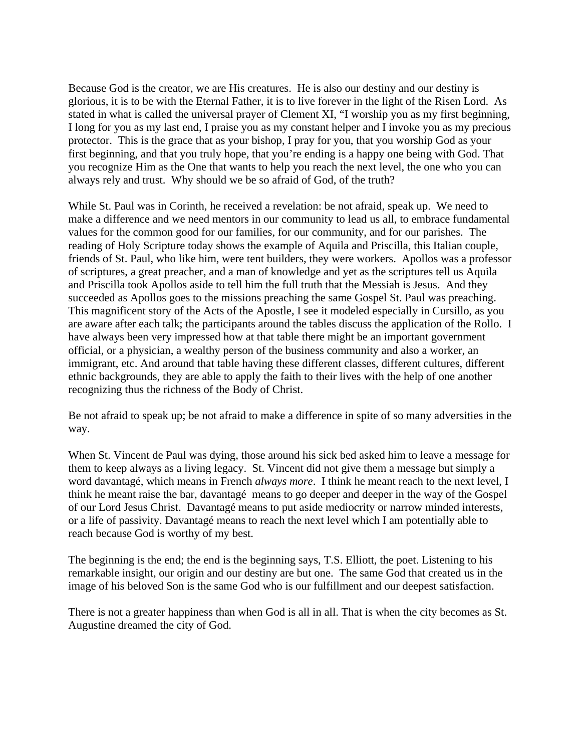Because God is the creator, we are His creatures. He is also our destiny and our destiny is glorious, it is to be with the Eternal Father, it is to live forever in the light of the Risen Lord. As stated in what is called the universal prayer of Clement XI, "I worship you as my first beginning, I long for you as my last end, I praise you as my constant helper and I invoke you as my precious protector. This is the grace that as your bishop, I pray for you, that you worship God as your first beginning, and that you truly hope, that you're ending is a happy one being with God. That you recognize Him as the One that wants to help you reach the next level, the one who you can always rely and trust. Why should we be so afraid of God, of the truth?

While St. Paul was in Corinth, he received a revelation: be not afraid, speak up. We need to make a difference and we need mentors in our community to lead us all, to embrace fundamental values for the common good for our families, for our community, and for our parishes. The reading of Holy Scripture today shows the example of Aquila and Priscilla, this Italian couple, friends of St. Paul, who like him, were tent builders, they were workers. Apollos was a professor of scriptures, a great preacher, and a man of knowledge and yet as the scriptures tell us Aquila and Priscilla took Apollos aside to tell him the full truth that the Messiah is Jesus. And they succeeded as Apollos goes to the missions preaching the same Gospel St. Paul was preaching. This magnificent story of the Acts of the Apostle, I see it modeled especially in Cursillo, as you are aware after each talk; the participants around the tables discuss the application of the Rollo. I have always been very impressed how at that table there might be an important government official, or a physician, a wealthy person of the business community and also a worker, an immigrant, etc. And around that table having these different classes, different cultures, different ethnic backgrounds, they are able to apply the faith to their lives with the help of one another recognizing thus the richness of the Body of Christ.

Be not afraid to speak up; be not afraid to make a difference in spite of so many adversities in the way.

When St. Vincent de Paul was dying, those around his sick bed asked him to leave a message for them to keep always as a living legacy. St. Vincent did not give them a message but simply a word davantagé, which means in French *always more*. I think he meant reach to the next level, I think he meant raise the bar, davantagé means to go deeper and deeper in the way of the Gospel of our Lord Jesus Christ. Davantagé means to put aside mediocrity or narrow minded interests, or a life of passivity. Davantagé means to reach the next level which I am potentially able to reach because God is worthy of my best.

The beginning is the end; the end is the beginning says, T.S. Elliott, the poet. Listening to his remarkable insight, our origin and our destiny are but one. The same God that created us in the image of his beloved Son is the same God who is our fulfillment and our deepest satisfaction.

There is not a greater happiness than when God is all in all. That is when the city becomes as St. Augustine dreamed the city of God.